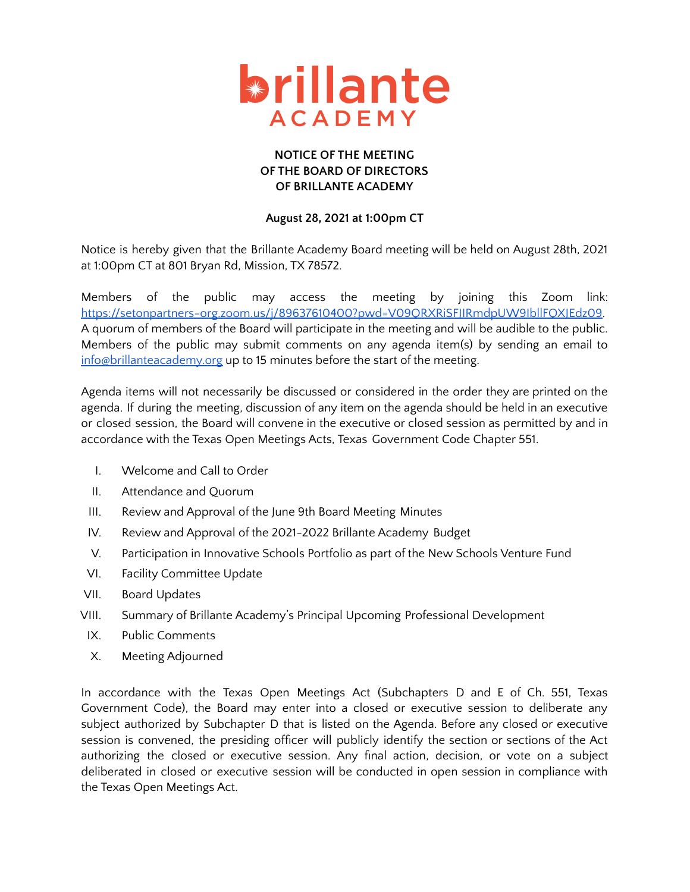brillante ACADEMY

**NOTICE OF THE MEETING**
**OF THE BOARD OF DIRECTORS**
**OF BRILLANTE ACADEMY**

**August 28, 2021 at 1:00pm CT**

Notice is hereby given that the Brillante Academy Board meeting will be held on August 28th, 2021 at 1:00pm CT at 801 Bryan Rd, Mission, TX 78572.

Members of the public may access the meeting by joining this Zoom link: https://setonpartners-org.zoom.us/j/89637610400?pwd=V09QRXRiSFJIRmdpUW9IbllFQXJEdz09. A quorum of members of the Board will participate in the meeting and will be audible to the public. Members of the public may submit comments on any agenda item(s) by sending an email to info@brillanteacademy.org up to 15 minutes before the start of the meeting.

Agenda items will not necessarily be discussed or considered in the order they are printed on the agenda. If during the meeting, discussion of any item on the agenda should be held in an executive or closed session, the Board will convene in the executive or closed session as permitted by and in accordance with the Texas Open Meetings Acts, Texas Government Code Chapter 551.

I. Welcome and Call to Order
II. Attendance and Quorum
III. Review and Approval of the June 9th Board Meeting Minutes
IV. Review and Approval of the 2021-2022 Brillante Academy Budget
V. Participation in Innovative Schools Portfolio as part of the New Schools Venture Fund
VI. Facility Committee Update
VII. Board Updates
VIII. Summary of Brillante Academy's Principal Upcoming Professional Development
IX. Public Comments
X. Meeting Adjourned

In accordance with the Texas Open Meetings Act (Subchapters D and E of Ch. 551, Texas Government Code), the Board may enter into a closed or executive session to deliberate any subject authorized by Subchapter D that is listed on the Agenda. Before any closed or executive session is convened, the presiding officer will publicly identify the section or sections of the Act authorizing the closed or executive session. Any final action, decision, or vote on a subject deliberated in closed or executive session will be conducted in open session in compliance with the Texas Open Meetings Act.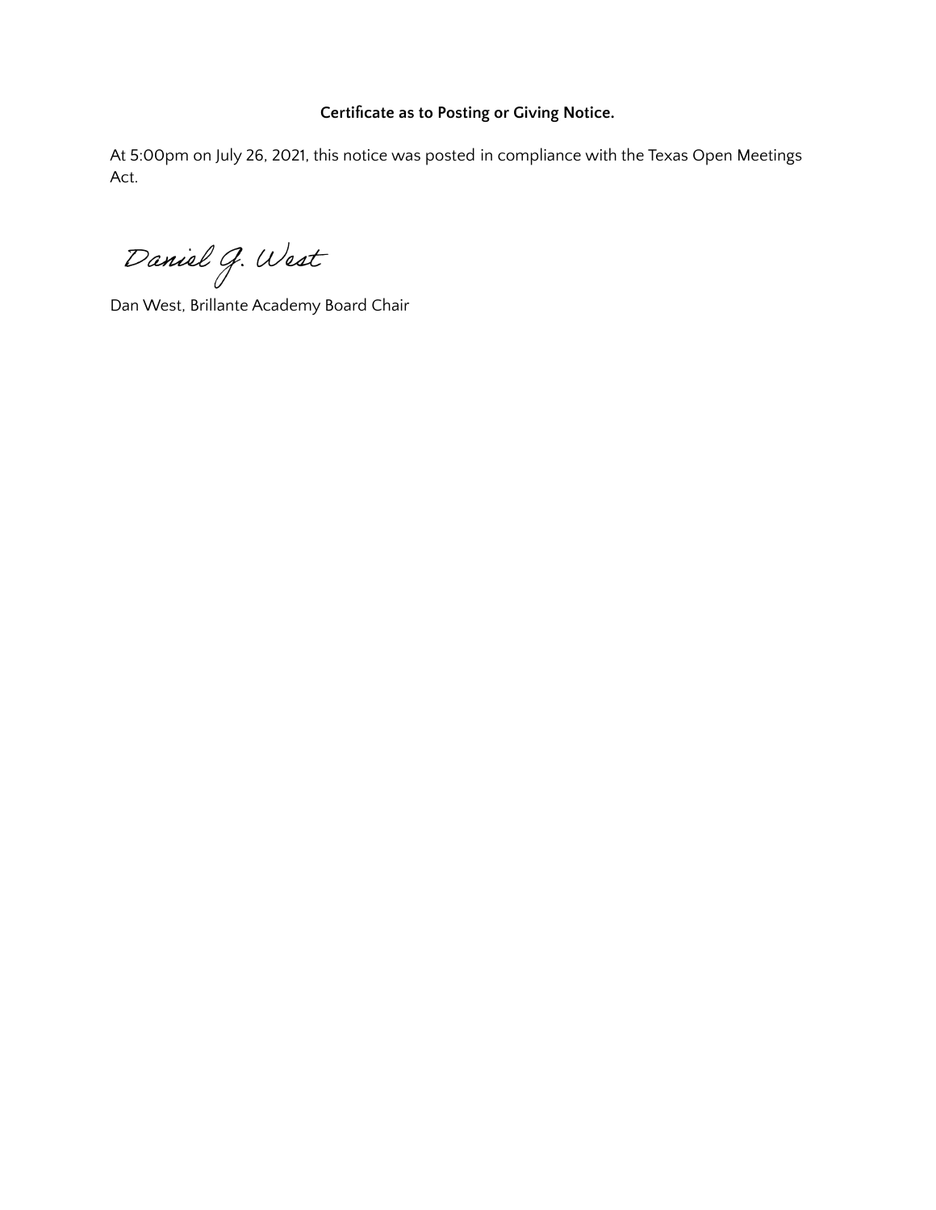**Certificate as to Posting or Giving Notice.**

At 5:00pm on July 26, 2021, this notice was posted in compliance with the Texas Open Meetings Act.

Daniel J. West

Dan West, Brillante Academy Board Chair